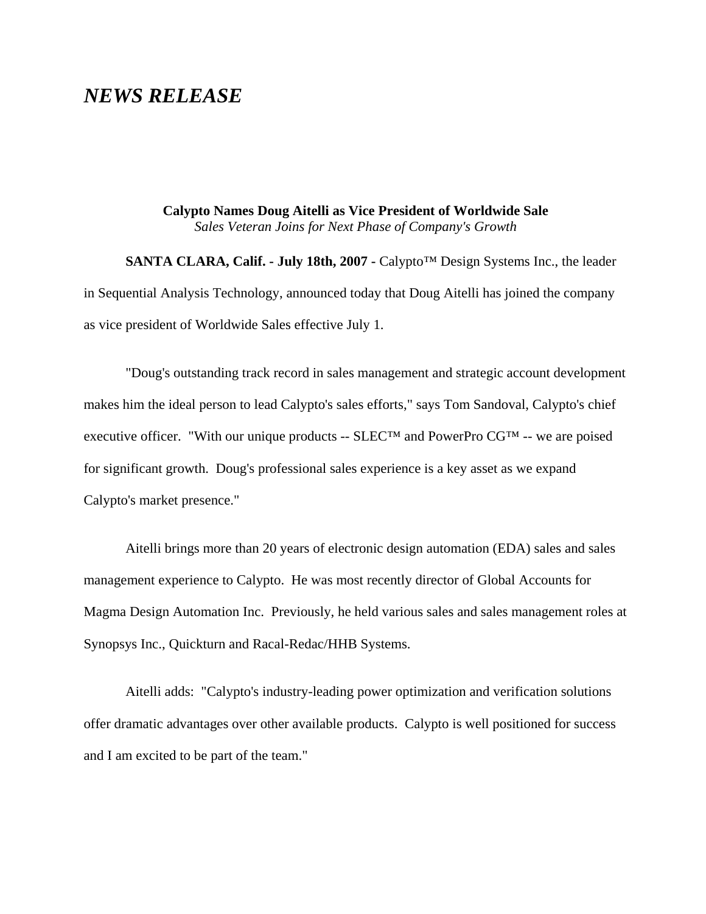# *NEWS RELEASE*

**Calypto Names Doug Aitelli as Vice President of Worldwide Sale**
*Sales Veteran Joins for Next Phase of Company's Growth*

**SANTA CLARA, Calif. - July 18th, 2007 -** Calypto™ Design Systems Inc., the leader in Sequential Analysis Technology, announced today that Doug Aitelli has joined the company as vice president of Worldwide Sales effective July 1.

"Doug's outstanding track record in sales management and strategic account development makes him the ideal person to lead Calypto's sales efforts," says Tom Sandoval, Calypto's chief executive officer. "With our unique products -- SLEC™ and PowerPro CG™ -- we are poised for significant growth. Doug's professional sales experience is a key asset as we expand Calypto's market presence."

Aitelli brings more than 20 years of electronic design automation (EDA) sales and sales management experience to Calypto. He was most recently director of Global Accounts for Magma Design Automation Inc. Previously, he held various sales and sales management roles at Synopsys Inc., Quickturn and Racal-Redac/HHB Systems.

Aitelli adds: "Calypto's industry-leading power optimization and verification solutions offer dramatic advantages over other available products. Calypto is well positioned for success and I am excited to be part of the team."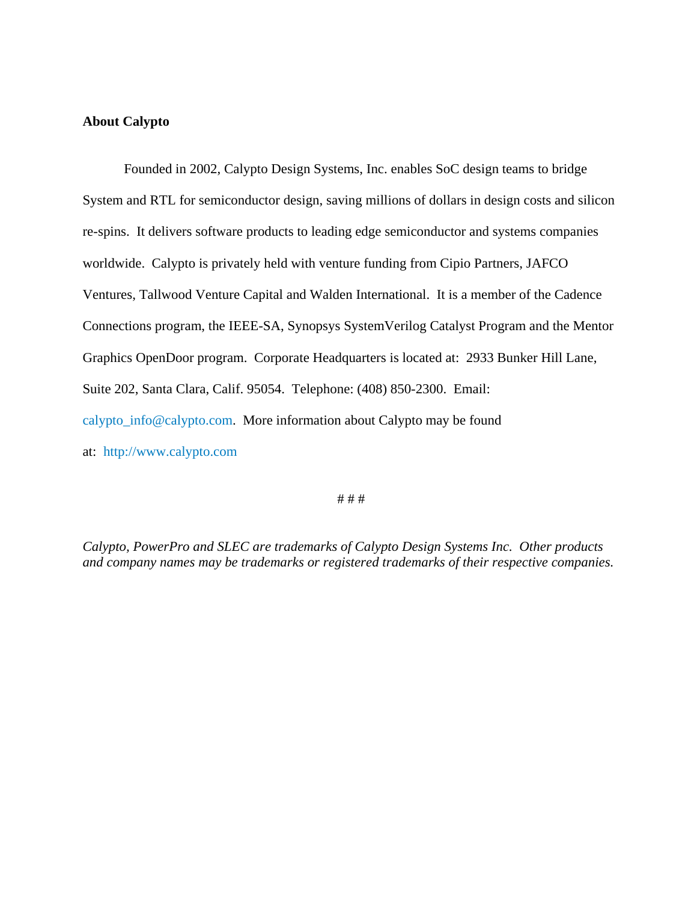**About Calypto**

Founded in 2002, Calypto Design Systems, Inc. enables SoC design teams to bridge System and RTL for semiconductor design, saving millions of dollars in design costs and silicon re-spins. It delivers software products to leading edge semiconductor and systems companies worldwide. Calypto is privately held with venture funding from Cipio Partners, JAFCO Ventures, Tallwood Venture Capital and Walden International. It is a member of the Cadence Connections program, the IEEE-SA, Synopsys SystemVerilog Catalyst Program and the Mentor Graphics OpenDoor program. Corporate Headquarters is located at: 2933 Bunker Hill Lane, Suite 202, Santa Clara, Calif. 95054. Telephone: (408) 850-2300. Email: calypto_info@calypto.com. More information about Calypto may be found at: http://www.calypto.com

# # #

*Calypto, PowerPro and SLEC are trademarks of Calypto Design Systems Inc. Other products and company names may be trademarks or registered trademarks of their respective companies.*